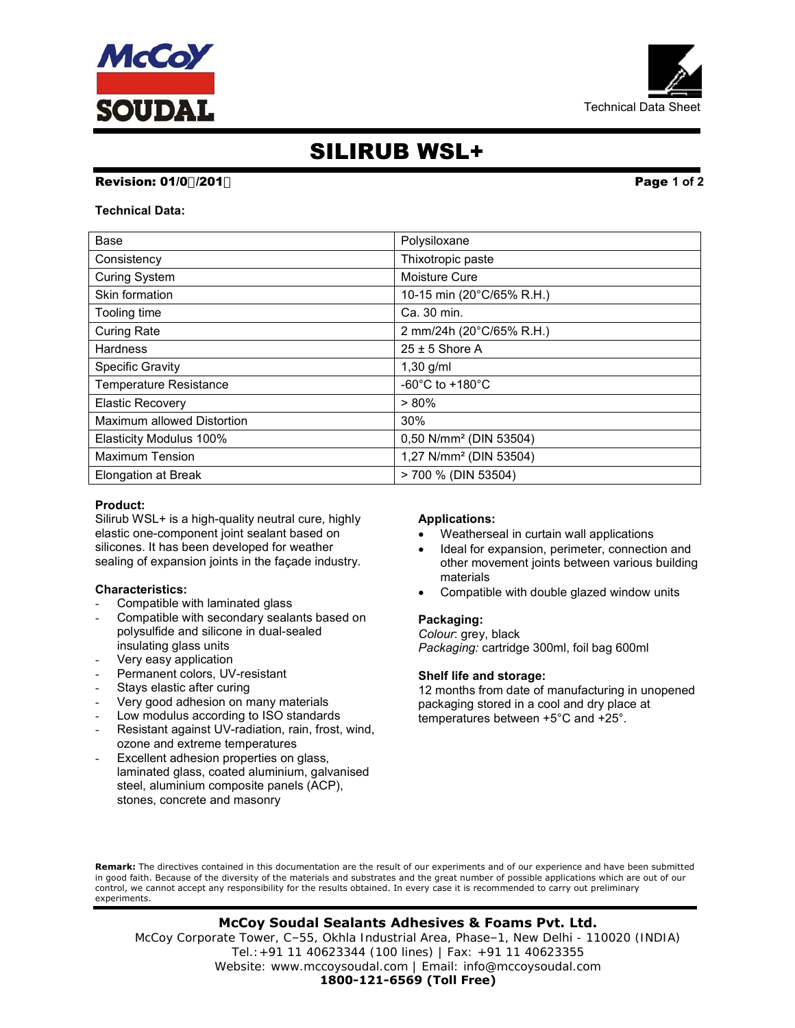Technical Data Sheet

# SILIRUB WSL+

**Revision: 01/0□/201□**

**Technical Data:**

| Base | Polysiloxane |
|---|---|
| Consistency | Thixotropic paste |
| Curing System | Moisture Cure |
| Skin formation | 10-15 min (20°C/65% R.H.) |
| Tooling time | Ca. 30 min. |
| Curing Rate | 2 mm/24h (20°C/65% R.H.) |
| Hardness | 25 ± 5 Shore A |
| Specific Gravity | 1,30 g/ml |
| Temperature Resistance | -60°C to +180°C |
| Elastic Recovery | > 80% |
| Maximum allowed Distortion | 30% |
| Elasticity Modulus 100% | 0,50 N/mm² (DIN 53504) |
| Maximum Tension | 1,27 N/mm² (DIN 53504) |
| Elongation at Break | > 700 % (DIN 53504) |

**Product:**
Silirub WSL+ is a high-quality neutral cure, highly elastic one-component joint sealant based on silicones. It has been developed for weather sealing of expansion joints in the façade industry.

**Characteristics:**

- Compatible with laminated glass
- Compatible with secondary sealants based on polysulfide and silicone in dual-sealed insulating glass units
- Very easy application
- Permanent colors, UV-resistant
- Stays elastic after curing
- Very good adhesion on many materials
- Low modulus according to ISO standards
- Resistant against UV-radiation, rain, frost, wind, ozone and extreme temperatures
- Excellent adhesion properties on glass, laminated glass, coated aluminium, galvanised steel, aluminium composite panels (ACP), stones, concrete and masonry

**Applications:**

- Weatherseal in curtain wall applications
- Ideal for expansion, perimeter, connection and other movement joints between various building materials
- Compatible with double glazed window units

**Packaging:**
*Colour*: grey, black
*Packaging:* cartridge 300ml, foil bag 600ml

**Shelf life and storage:**
12 months from date of manufacturing in unopened packaging stored in a cool and dry place at temperatures between +5°C and +25°.

**Remark:** The directives contained in this documentation are the result of our experiments and of our experience and have been submitted in good faith. Because of the diversity of the materials and substrates and the great number of possible applications which are out of our control, we cannot accept any responsibility for the results obtained. In every case it is recommended to carry out preliminary experiments.

**McCoy Soudal Sealants Adhesives & Foams Pvt. Ltd.**
McCoy Corporate Tower, C–55, Okhla Industrial Area, Phase–1, New Delhi - 110020 (INDIA)
Tel.:+91 11 40623344 (100 lines) | Fax: +91 11 40623355
Website: www.mccoysoudal.com | Email: info@mccoysoudal.com
**1800-121-6569 (Toll Free)**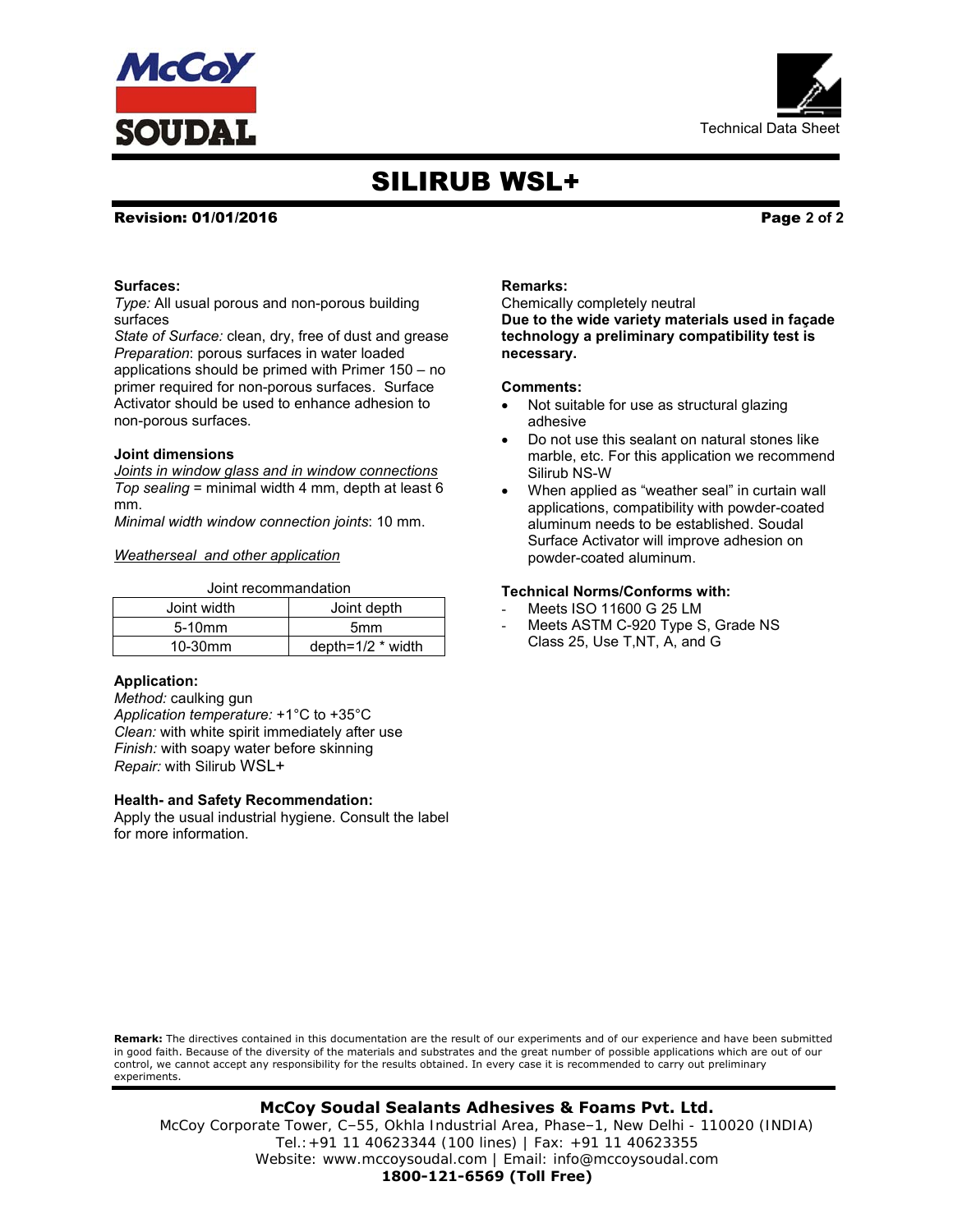# SILIRUB WSL+

**Revision: 01/01/2016**

**Surfaces:**
*Type:* All usual porous and non-porous building surfaces
*State of Surface:* clean, dry, free of dust and grease
*Preparation*: porous surfaces in water loaded applications should be primed with Primer 150 – no primer required for non-porous surfaces. Surface Activator should be used to enhance adhesion to non-porous surfaces.

**Joint dimensions**
*Joints in window glass and in window connections*
*Top sealing* = minimal width 4 mm, depth at least 6 mm.
*Minimal width window connection joints*: 10 mm.

*Weatherseal and other application*

Joint recommandation

| Joint width | Joint depth |
|---|---|
| 5-10mm | 5mm |
| 10-30mm | depth=1/2 * width |

**Application:**
*Method:* caulking gun
*Application temperature:* +1°C to +35°C
*Clean:* with white spirit immediately after use
*Finish:* with soapy water before skinning
*Repair:* with Silirub WSL+

**Health- and Safety Recommendation:**
Apply the usual industrial hygiene. Consult the label for more information.

**Remarks:**
Chemically completely neutral
**Due to the wide variety materials used in façade technology a preliminary compatibility test is necessary.**

**Comments:**
- Not suitable for use as structural glazing adhesive
- Do not use this sealant on natural stones like marble, etc. For this application we recommend Silirub NS-W
- When applied as "weather seal" in curtain wall applications, compatibility with powder-coated aluminum needs to be established. Soudal Surface Activator will improve adhesion on powder-coated aluminum.

**Technical Norms/Conforms with:**
- Meets ISO 11600 G 25 LM
- Meets ASTM C-920 Type S, Grade NS Class 25, Use T,NT, A, and G

**Remark:** The directives contained in this documentation are the result of our experiments and of our experience and have been submitted in good faith. Because of the diversity of the materials and substrates and the great number of possible applications which are out of our control, we cannot accept any responsibility for the results obtained. In every case it is recommended to carry out preliminary experiments.

**McCoy Soudal Sealants Adhesives & Foams Pvt. Ltd.**
McCoy Corporate Tower, C–55, Okhla Industrial Area, Phase–1, New Delhi - 110020 (INDIA)
Tel.:+91 11 40623344 (100 lines) | Fax: +91 11 40623355
Website: www.mccoysoudal.com | Email: info@mccoysoudal.com
**1800-121-6569 (Toll Free)**